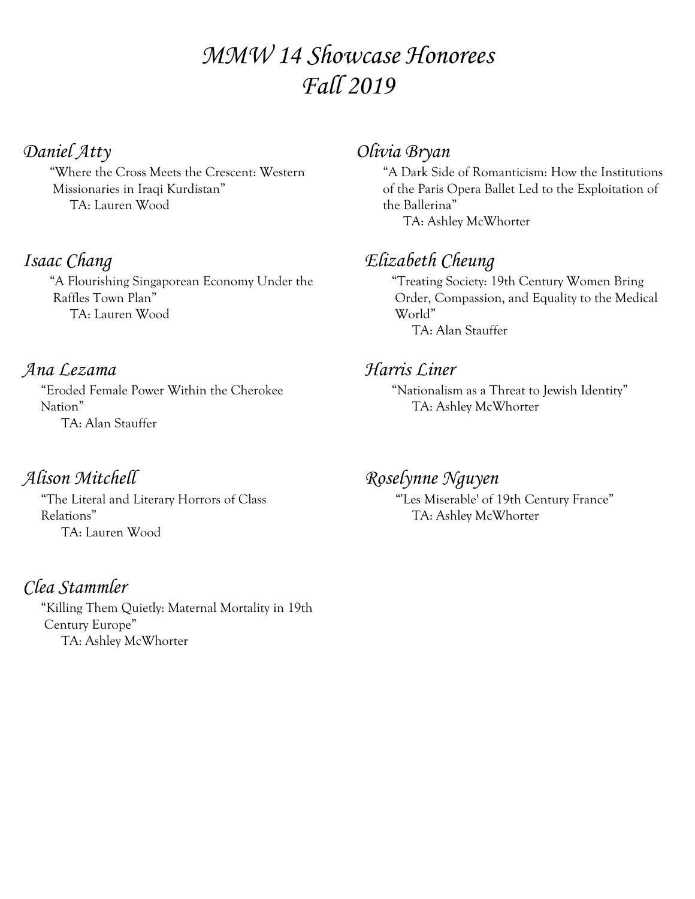# *MMW 14 Showcase Honorees*
# *Fall 2019*

## *Daniel Atty*

"Where the Cross Meets the Crescent: Western Missionaries in Iraqi Kurdistan"
TA: Lauren Wood

## *Olivia Bryan*

"A Dark Side of Romanticism: How the Institutions of the Paris Opera Ballet Led to the Exploitation of the Ballerina"
TA: Ashley McWhorter

## *Isaac Chang*

"A Flourishing Singaporean Economy Under the Raffles Town Plan"
TA: Lauren Wood

## *Elizabeth Cheung*

"Treating Society: 19th Century Women Bring Order, Compassion, and Equality to the Medical World"
TA: Alan Stauffer

## *Ana Lezama*

"Eroded Female Power Within the Cherokee Nation"
TA: Alan Stauffer

## *Harris Liner*

"Nationalism as a Threat to Jewish Identity"
TA: Ashley McWhorter

## *Alison Mitchell*

"The Literal and Literary Horrors of Class Relations"
TA: Lauren Wood

## *Roselynne Nguyen*

"'Les Miserable' of 19th Century France"
TA: Ashley McWhorter

## *Clea Stammler*

"Killing Them Quietly: Maternal Mortality in 19th Century Europe"
TA: Ashley McWhorter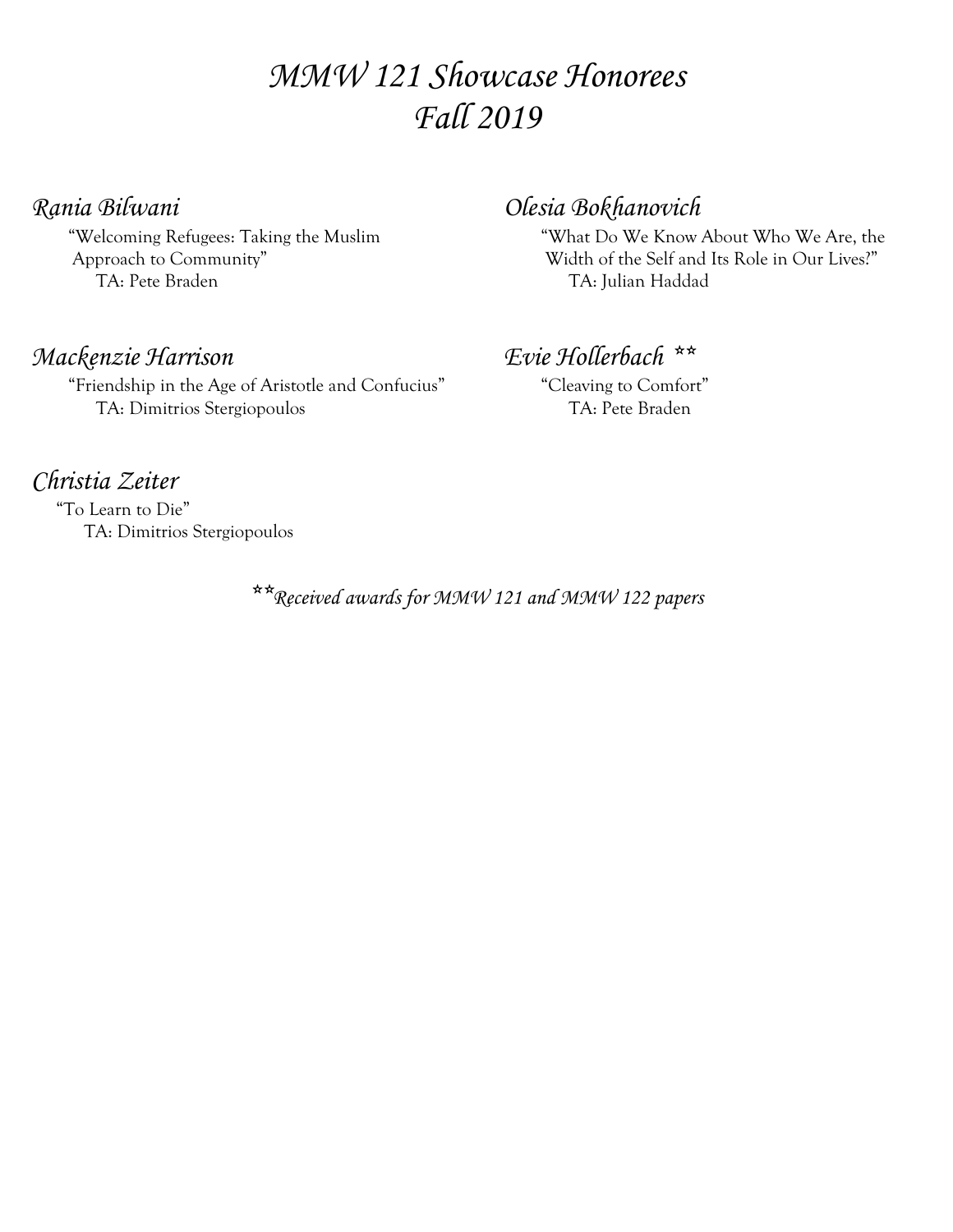# *MMW 121 Showcase Honorees*
# *Fall 2019*

### *Rania Bilwani*

"Welcoming Refugees: Taking the Muslim Approach to Community"

TA: Pete Braden

### *Olesia Bokhanovich*

"What Do We Know About Who We Are, the Width of the Self and Its Role in Our Lives?"

TA: Julian Haddad

### *Mackenzie Harrison*

"Friendship in the Age of Aristotle and Confucius"

TA: Dimitrios Stergiopoulos

### *Evie Hollerbach* **

"Cleaving to Comfort"

TA: Pete Braden

### *Christia Zeiter*

"To Learn to Die"

TA: Dimitrios Stergiopoulos

***Received awards for MMW 121 and MMW 122 papers*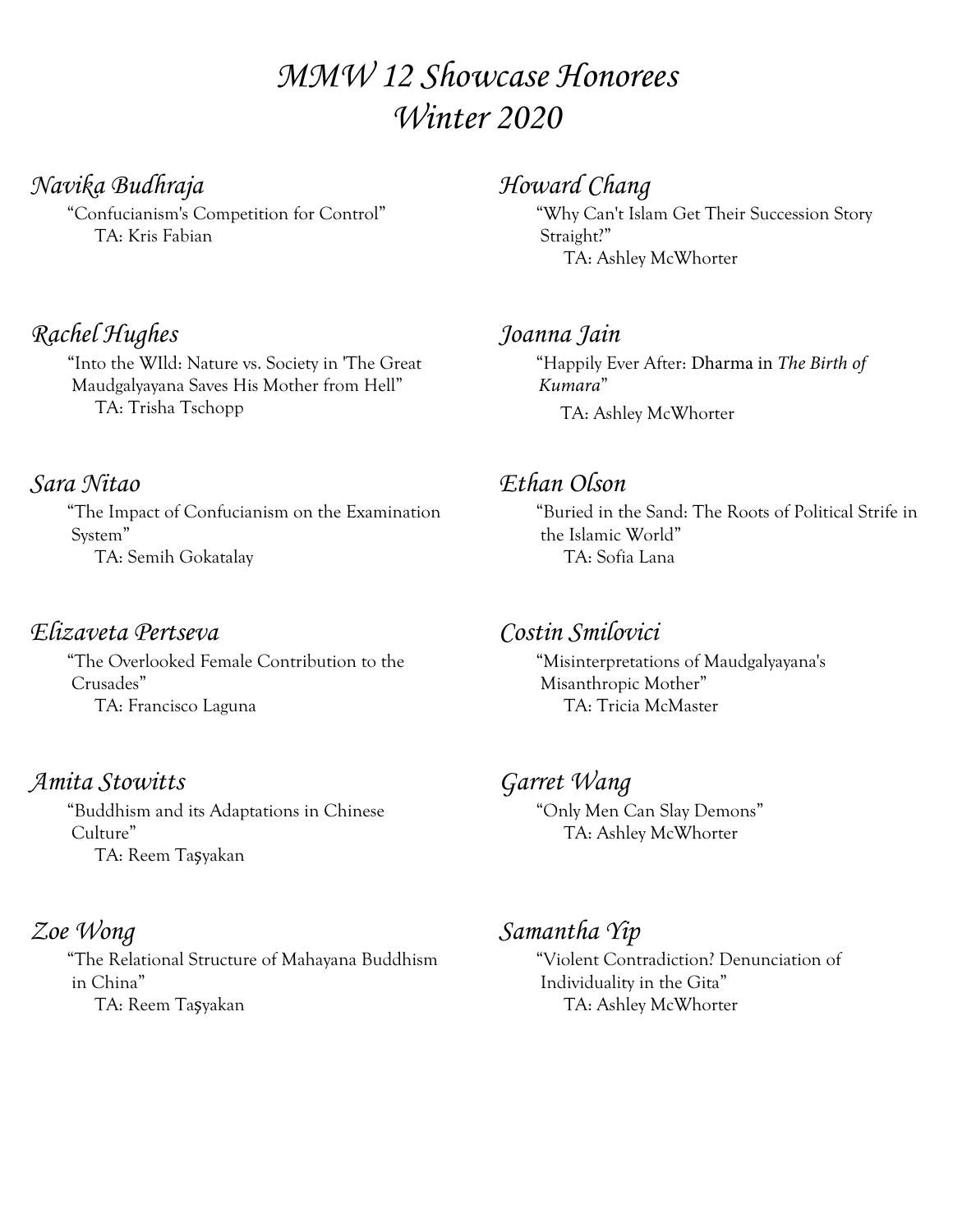# *MMW 12 Showcase Honorees Winter 2020*

### *Navika Budhraja*

"Confucianism's Competition for Control"
TA: Kris Fabian

### *Howard Chang*

"Why Can't Islam Get Their Succession Story Straight?"
TA: Ashley McWhorter

### *Rachel Hughes*

"Into the WIld: Nature vs. Society in 'The Great Maudgalyayana Saves His Mother from Hell"
TA: Trisha Tschopp

### *Joanna Jain*

"Happily Ever After: Dharma in *The Birth of Kumara*"
TA: Ashley McWhorter

### *Sara Nitao*

"The Impact of Confucianism on the Examination System"
TA: Semih Gokatalay

### *Ethan Olson*

"Buried in the Sand: The Roots of Political Strife in the Islamic World"
TA: Sofia Lana

### *Elizaveta Pertseva*

"The Overlooked Female Contribution to the Crusades"
TA: Francisco Laguna

### *Costin Smilovici*

"Misinterpretations of Maudgalyayana's Misanthropic Mother"
TA: Tricia McMaster

### *Amita Stowitts*

"Buddhism and its Adaptations in Chinese Culture"
TA: Reem Taşyakan

### *Garret Wang*

"Only Men Can Slay Demons"
TA: Ashley McWhorter

### *Zoe Wong*

"The Relational Structure of Mahayana Buddhism in China"
TA: Reem Taşyakan

### *Samantha Yip*

"Violent Contradiction? Denunciation of Individuality in the Gita"
TA: Ashley McWhorter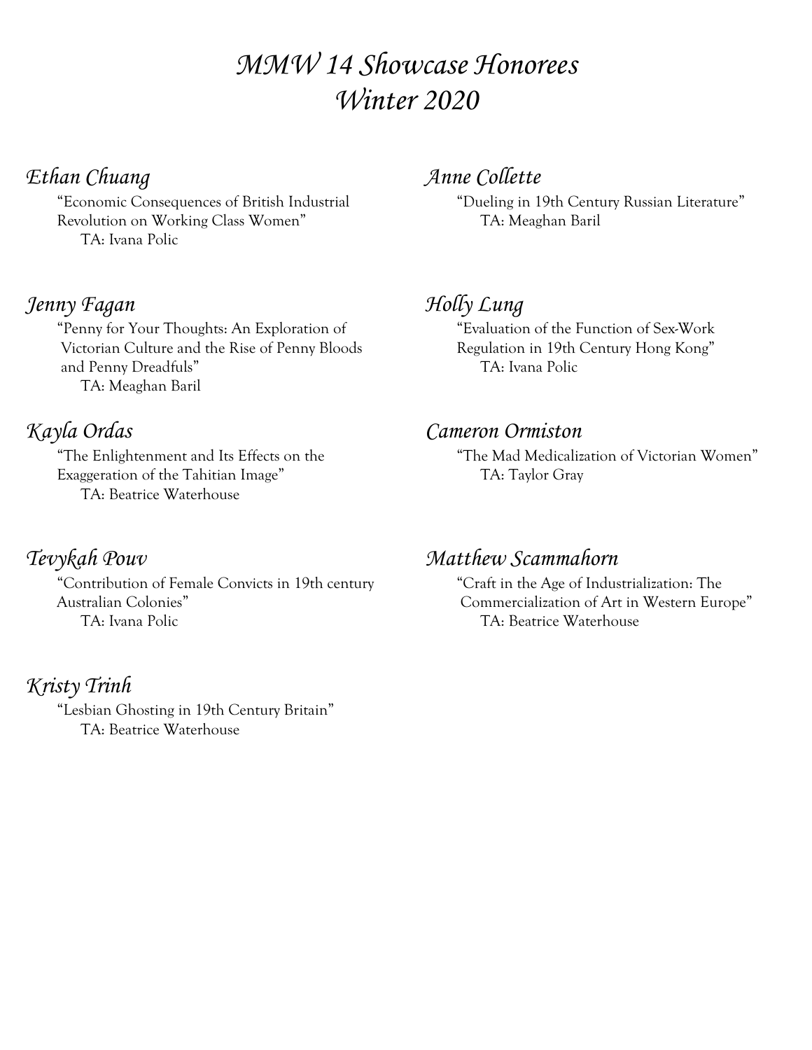# *MMW 14 Showcase Honorees*
# *Winter 2020*

### *Ethan Chuang*

"Economic Consequences of British Industrial Revolution on Working Class Women"
TA: Ivana Polic

### *Anne Collette*

"Dueling in 19th Century Russian Literature"
TA: Meaghan Baril

### *Jenny Fagan*

"Penny for Your Thoughts: An Exploration of Victorian Culture and the Rise of Penny Bloods and Penny Dreadfuls"
TA: Meaghan Baril

### *Holly Lung*

"Evaluation of the Function of Sex-Work Regulation in 19th Century Hong Kong"
TA: Ivana Polic

### *Kayla Ordas*

"The Enlightenment and Its Effects on the Exaggeration of the Tahitian Image"
TA: Beatrice Waterhouse

### *Cameron Ormiston*

"The Mad Medicalization of Victorian Women"
TA: Taylor Gray

### *Tevykah Pouv*

"Contribution of Female Convicts in 19th century Australian Colonies"
TA: Ivana Polic

### *Matthew Scammahorn*

"Craft in the Age of Industrialization: The Commercialization of Art in Western Europe"
TA: Beatrice Waterhouse

### *Kristy Trinh*

"Lesbian Ghosting in 19th Century Britain"
TA: Beatrice Waterhouse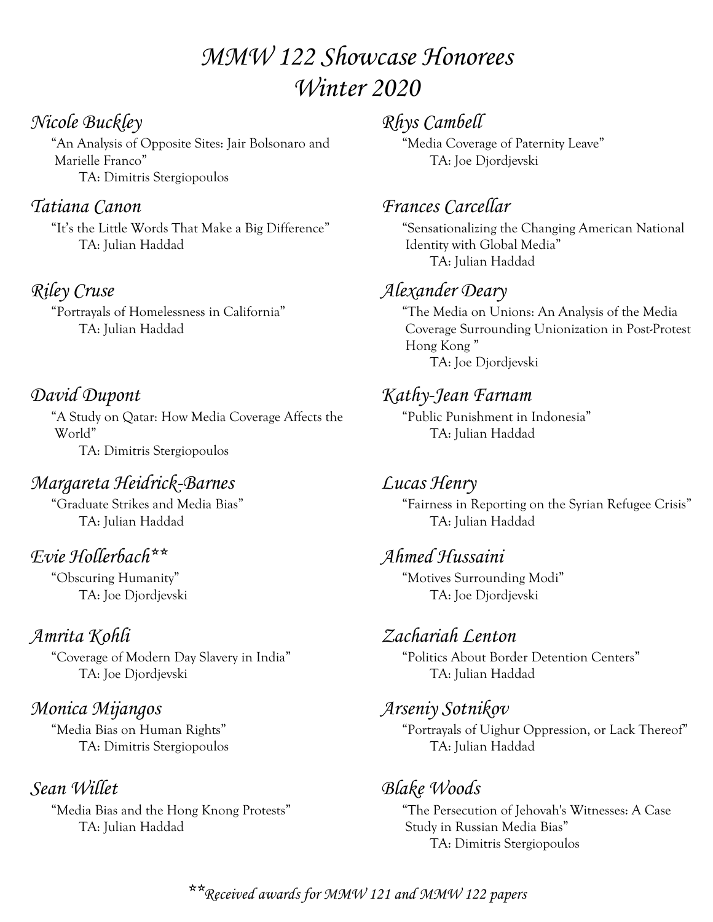# *MMW 122 Showcase Honorees*
# *Winter 2020*

### *Nicole Buckley*
"An Analysis of Opposite Sites: Jair Bolsonaro and Marielle Franco"
TA: Dimitris Stergiopoulos

### *Rhys Cambell*
"Media Coverage of Paternity Leave"
TA: Joe Djordjevski

### *Tatiana Canon*
"It's the Little Words That Make a Big Difference"
TA: Julian Haddad

### *Frances Carcellar*
"Sensationalizing the Changing American National Identity with Global Media"
TA: Julian Haddad

### *Riley Cruse*
"Portrayals of Homelessness in California"
TA: Julian Haddad

### *Alexander Deary*
"The Media on Unions: An Analysis of the Media Coverage Surrounding Unionization in Post-Protest Hong Kong "
TA: Joe Djordjevski

### *David Dupont*
"A Study on Qatar: How Media Coverage Affects the World"
TA: Dimitris Stergiopoulos

### *Kathy-Jean Farnam*
"Public Punishment in Indonesia"
TA: Julian Haddad

### *Margareta Heidrick-Barnes*
"Graduate Strikes and Media Bias"
TA: Julian Haddad

### *Lucas Henry*
"Fairness in Reporting on the Syrian Refugee Crisis"
TA: Julian Haddad

### *Evie Hollerbach***
"Obscuring Humanity"
TA: Joe Djordjevski

### *Ahmed Hussaini*
"Motives Surrounding Modi"
TA: Joe Djordjevski

### *Amrita Kohli*
"Coverage of Modern Day Slavery in India"
TA: Joe Djordjevski

### *Zachariah Lenton*
"Politics About Border Detention Centers"
TA: Julian Haddad

### *Monica Mijangos*
"Media Bias on Human Rights"
TA: Dimitris Stergiopoulos

### *Arseniy Sotnikov*
"Portrayals of Uighur Oppression, or Lack Thereof"
TA: Julian Haddad

### *Sean Willet*
"Media Bias and the Hong Knong Protests"
TA: Julian Haddad

### *Blake Woods*
"The Persecution of Jehovah's Witnesses: A Case Study in Russian Media Bias"
TA: Dimitris Stergiopoulos

***Received awards for MMW 121 and MMW 122 papers*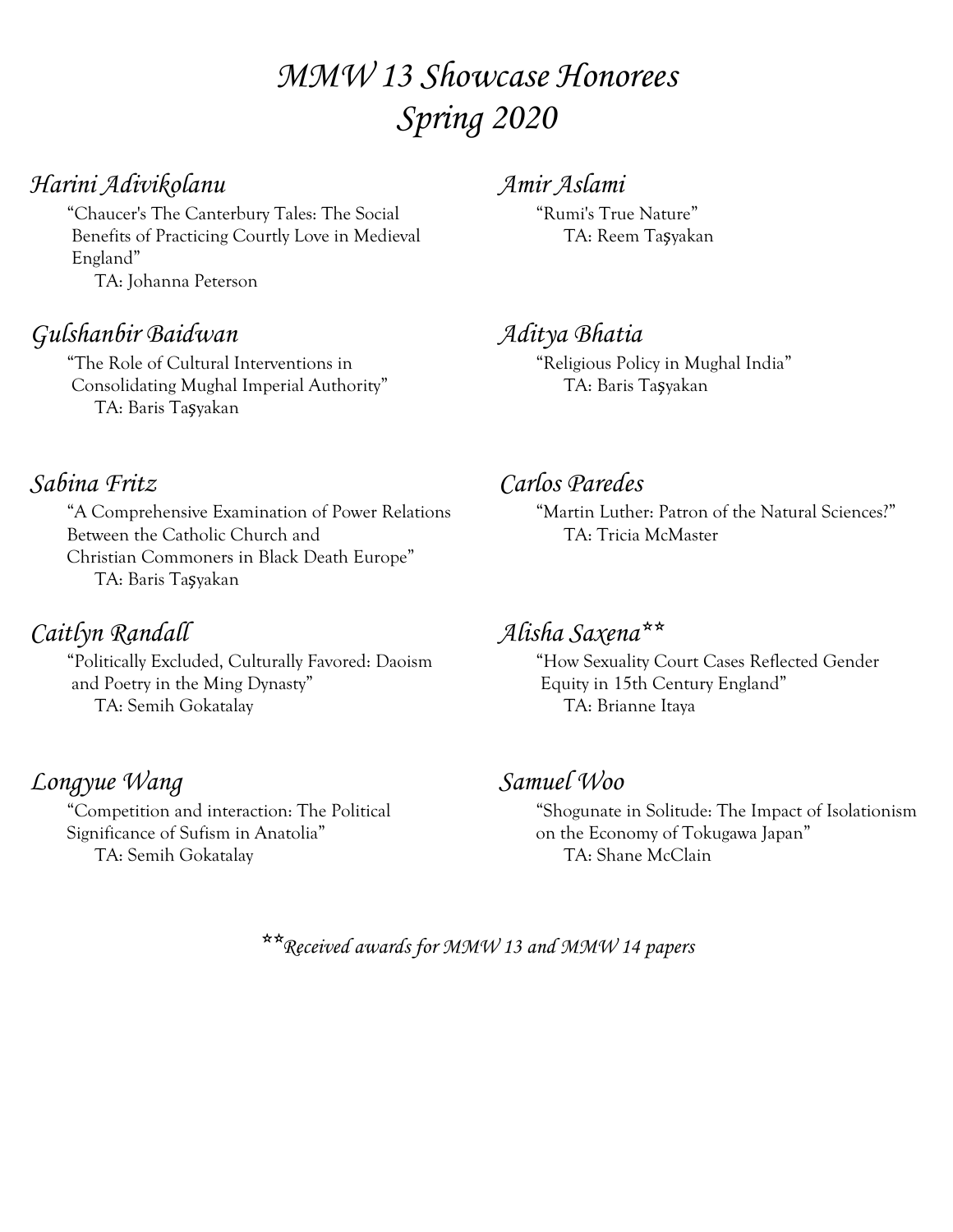# *MMW 13 Showcase Honorees Spring 2020*

### *Harini Adivikolanu*

"Chaucer's The Canterbury Tales: The Social Benefits of Practicing Courtly Love in Medieval England"

TA: Johanna Peterson

### *Amir Aslami*

"Rumi's True Nature"

TA: Reem Taşyakan

### *Gulshanbir Baidwan*

"The Role of Cultural Interventions in Consolidating Mughal Imperial Authority"

TA: Baris Taşyakan

### *Aditya Bhatia*

"Religious Policy in Mughal India"

TA: Baris Taşyakan

### *Sabina Fritz*

"A Comprehensive Examination of Power Relations Between the Catholic Church and Christian Commoners in Black Death Europe"

TA: Baris Taşyakan

### *Carlos Paredes*

"Martin Luther: Patron of the Natural Sciences?"

TA: Tricia McMaster

### *Caitlyn Randall*

"Politically Excluded, Culturally Favored: Daoism and Poetry in the Ming Dynasty"

TA: Semih Gokatalay

### *Alisha Saxena***

"How Sexuality Court Cases Reflected Gender Equity in 15th Century England"

TA: Brianne Itaya

### *Longyue Wang*

"Competition and interaction: The Political Significance of Sufism in Anatolia"

TA: Semih Gokatalay

### *Samuel Woo*

"Shogunate in Solitude: The Impact of Isolationism on the Economy of Tokugawa Japan"

TA: Shane McClain

***Received awards for MMW 13 and MMW 14 papers*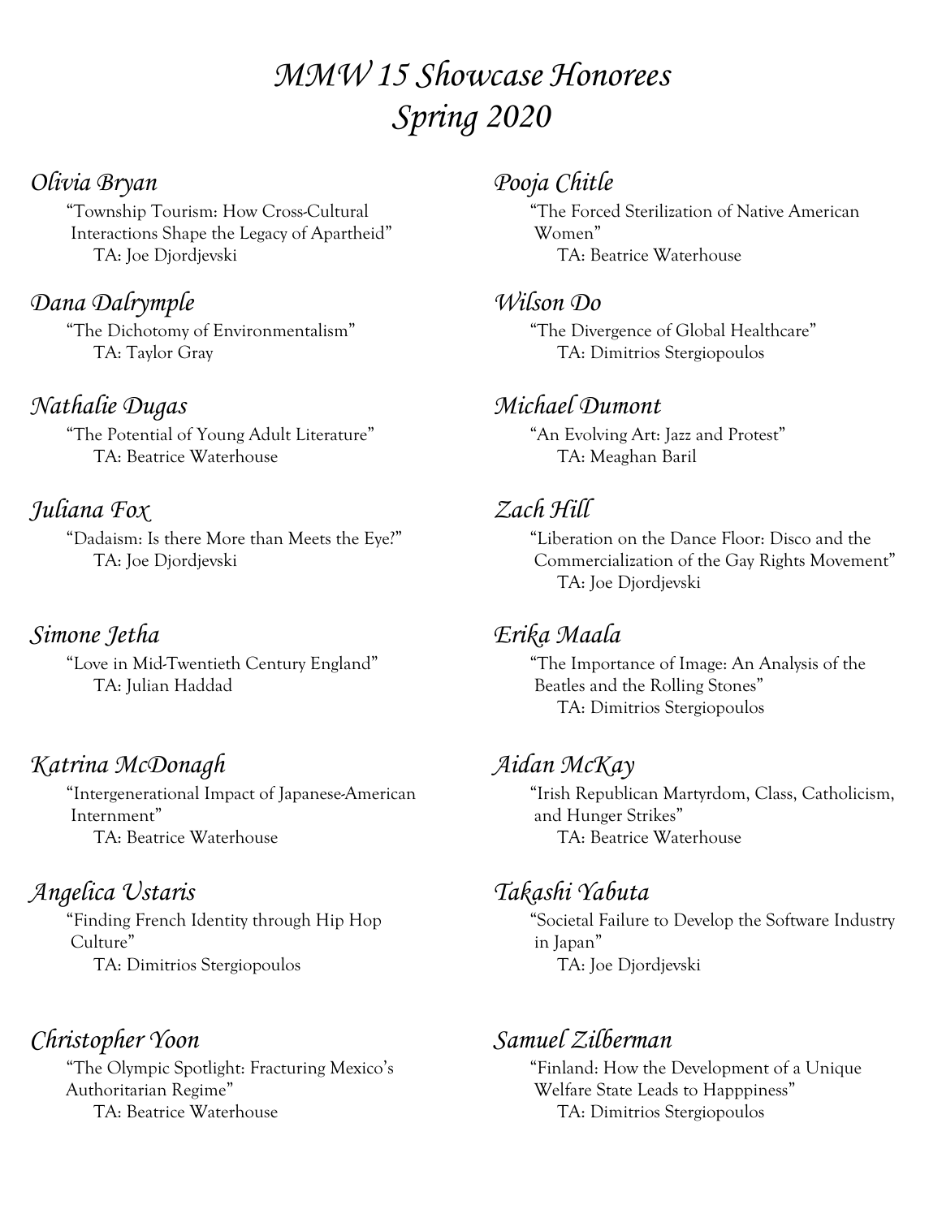# *MMW 15 Showcase Honorees*
# *Spring 2020*

*Olivia Bryan*

"Township Tourism: How Cross-Cultural Interactions Shape the Legacy of Apartheid"
TA: Joe Djordjevski

*Pooja Chitle*

"The Forced Sterilization of Native American Women"
TA: Beatrice Waterhouse

*Dana Dalrymple*

"The Dichotomy of Environmentalism"
TA: Taylor Gray

*Wilson Do*

"The Divergence of Global Healthcare"
TA: Dimitrios Stergiopoulos

*Nathalie Dugas*

"The Potential of Young Adult Literature"
TA: Beatrice Waterhouse

*Michael Dumont*

"An Evolving Art: Jazz and Protest"
TA: Meaghan Baril

*Juliana Fox*

"Dadaism: Is there More than Meets the Eye?"
TA: Joe Djordjevski

*Zach Hill*

"Liberation on the Dance Floor: Disco and the Commercialization of the Gay Rights Movement"
TA: Joe Djordjevski

*Simone Jetha*

"Love in Mid-Twentieth Century England"
TA: Julian Haddad

*Erika Maala*

"The Importance of Image: An Analysis of the Beatles and the Rolling Stones"
TA: Dimitrios Stergiopoulos

*Katrina McDonagh*

"Intergenerational Impact of Japanese-American Internment"
TA: Beatrice Waterhouse

*Aidan McKay*

"Irish Republican Martyrdom, Class, Catholicism, and Hunger Strikes"
TA: Beatrice Waterhouse

*Angelica Ustaris*

"Finding French Identity through Hip Hop Culture"
TA: Dimitrios Stergiopoulos

*Takashi Yabuta*

"Societal Failure to Develop the Software Industry in Japan"
TA: Joe Djordjevski

*Christopher Yoon*

"The Olympic Spotlight: Fracturing Mexico's Authoritarian Regime"
TA: Beatrice Waterhouse

*Samuel Zilberman*

"Finland: How the Development of a Unique Welfare State Leads to Happpiness"
TA: Dimitrios Stergiopoulos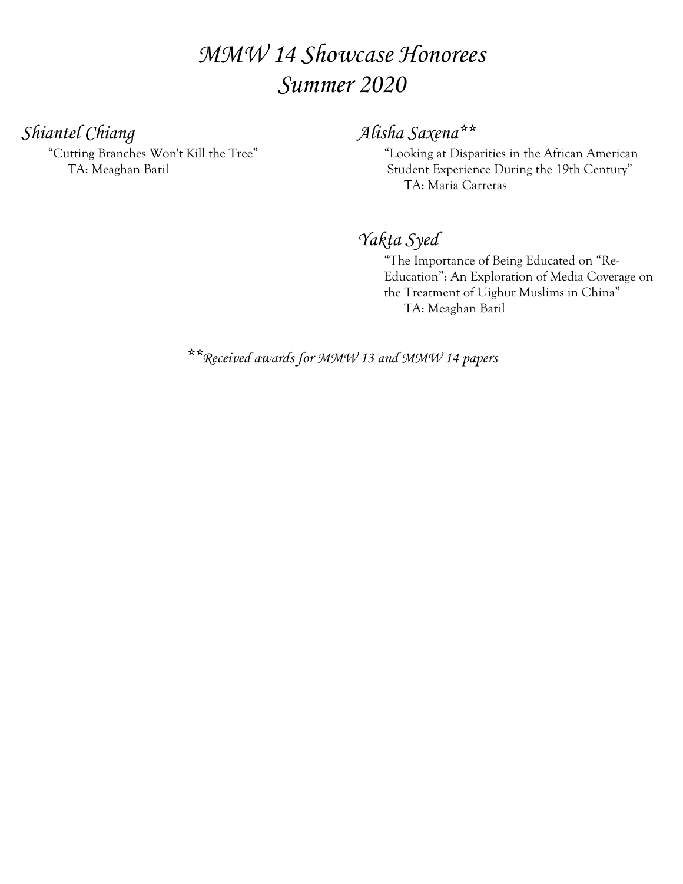# *MMW 14 Showcase Honorees Summer 2020*

## *Shiantel Chiang*

"Cutting Branches Won't Kill the Tree"
TA: Meaghan Baril

## *Alisha Saxena***

"Looking at Disparities in the African American Student Experience During the 19th Century"
TA: Maria Carreras

## *Yakta Syed*

"The Importance of Being Educated on "Re-Education": An Exploration of Media Coverage on the Treatment of Uighur Muslims in China"
TA: Meaghan Baril

***Received awards for MMW 13 and MMW 14 papers*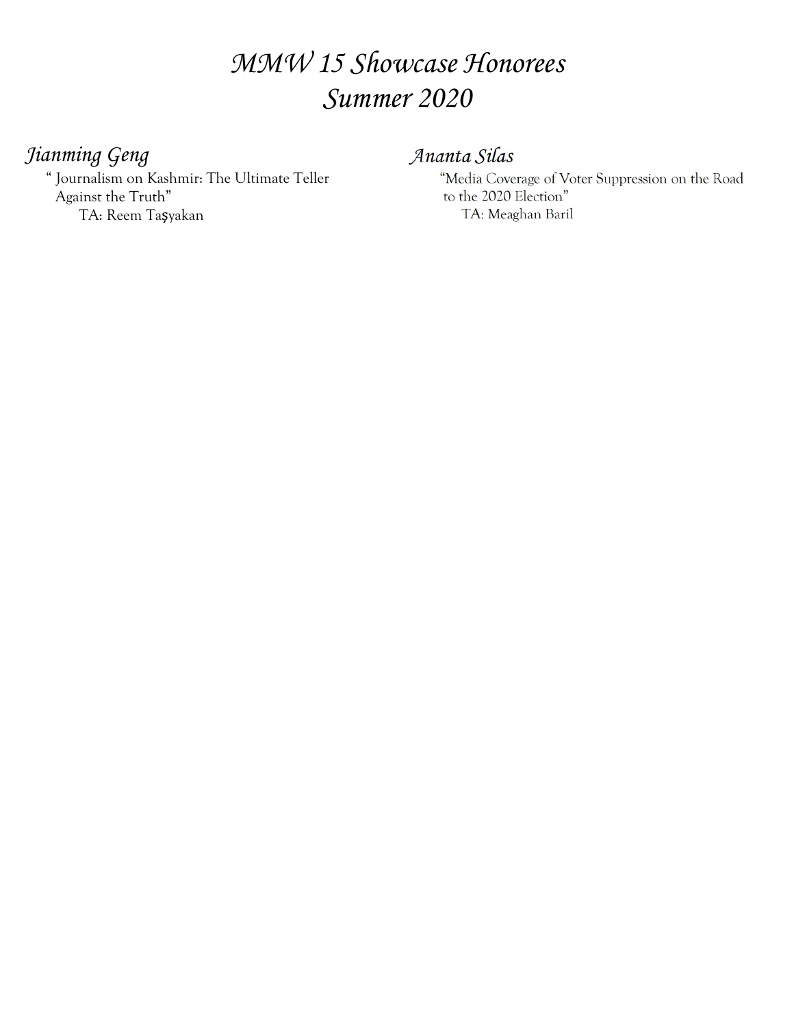# *MMW 15 Showcase Honorees*
# *Summer 2020*

## *Jianming Geng*

" Journalism on Kashmir: The Ultimate Teller Against the Truth"

TA: Reem Taşyakan

## *Ananta Silas*

"Media Coverage of Voter Suppression on the Road to the 2020 Election"

TA: Meaghan Baril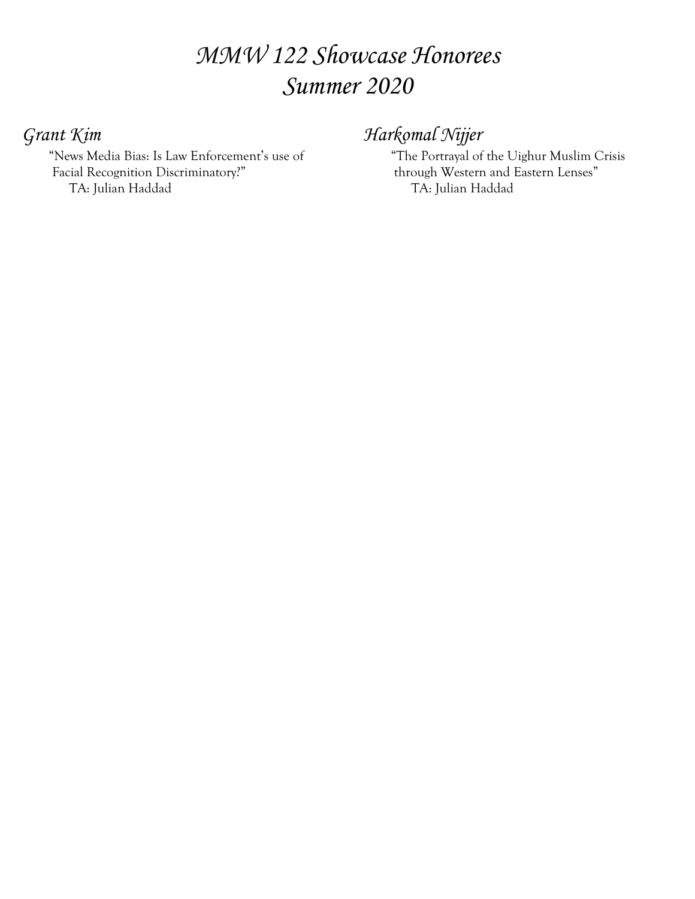# *MMW 122 Showcase Honorees*
# *Summer 2020*

## *Grant Kim*

"News Media Bias: Is Law Enforcement's use of Facial Recognition Discriminatory?"
TA: Julian Haddad

## *Harkomal Nijjer*

"The Portrayal of the Uighur Muslim Crisis through Western and Eastern Lenses"
TA: Julian Haddad